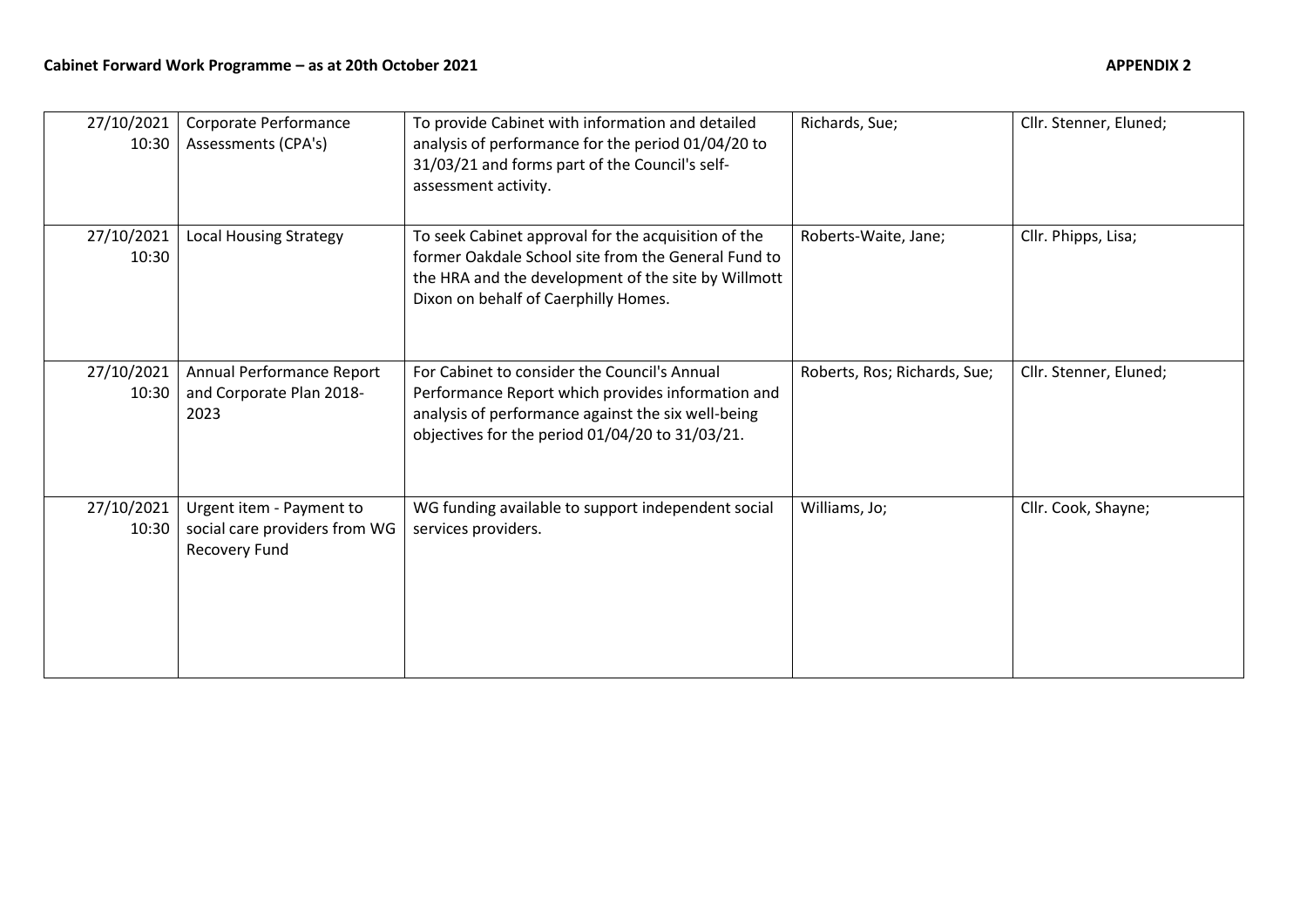**Cabinet Forward Work Programme – as at 20th October 2021** **APPENDIX 2**

| | | | | |
|---|---|---|---|---|
| 27/10/2021 10:30 | Corporate Performance Assessments (CPA's) | To provide Cabinet with information and detailed analysis of performance for the period 01/04/20 to 31/03/21 and forms part of the Council's self-assessment activity. | Richards, Sue; | Cllr. Stenner, Eluned; |
| 27/10/2021 10:30 | Local Housing Strategy | To seek Cabinet approval for the acquisition of the former Oakdale School site from the General Fund to the HRA and the development of the site by Willmott Dixon on behalf of Caerphilly Homes. | Roberts-Waite, Jane; | Cllr. Phipps, Lisa; |
| 27/10/2021 10:30 | Annual Performance Report and Corporate Plan 2018-2023 | For Cabinet to consider the Council's Annual Performance Report which provides information and analysis of performance against the six well-being objectives for the period 01/04/20 to 31/03/21. | Roberts, Ros; Richards, Sue; | Cllr. Stenner, Eluned; |
| 27/10/2021 10:30 | Urgent item - Payment to social care providers from WG Recovery Fund | WG funding available to support independent social services providers. | Williams, Jo; | Cllr. Cook, Shayne; |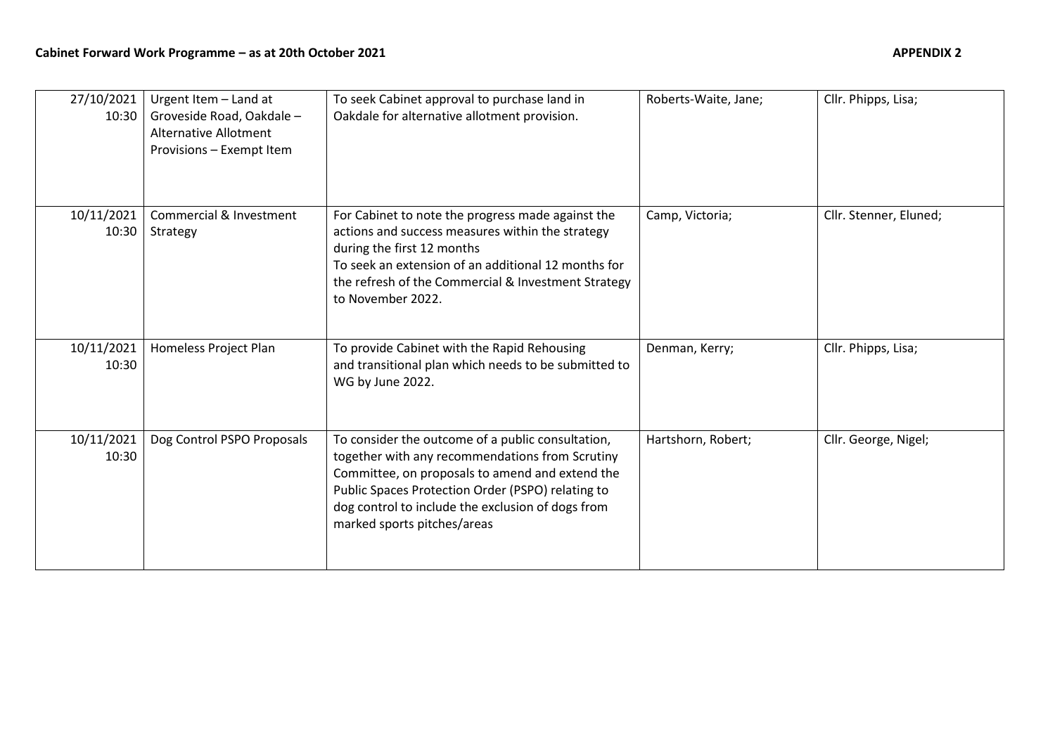**Cabinet Forward Work Programme – as at 20th October 2021** **APPENDIX 2**

| | | | | |
|---|---|---|---|---|
| 27/10/2021 10:30 | Urgent Item – Land at Groveside Road, Oakdale – Alternative Allotment Provisions – Exempt Item | To seek Cabinet approval to purchase land in Oakdale for alternative allotment provision. | Roberts-Waite, Jane; | Cllr. Phipps, Lisa; |
| 10/11/2021 10:30 | Commercial & Investment Strategy | For Cabinet to note the progress made against the actions and success measures within the strategy during the first 12 months<br>To seek an extension of an additional 12 months for the refresh of the Commercial & Investment Strategy to November 2022. | Camp, Victoria; | Cllr. Stenner, Eluned; |
| 10/11/2021 10:30 | Homeless Project Plan | To provide Cabinet with the Rapid Rehousing and transitional plan which needs to be submitted to WG by June 2022. | Denman, Kerry; | Cllr. Phipps, Lisa; |
| 10/11/2021 10:30 | Dog Control PSPO Proposals | To consider the outcome of a public consultation, together with any recommendations from Scrutiny Committee, on proposals to amend and extend the Public Spaces Protection Order (PSPO) relating to dog control to include the exclusion of dogs from marked sports pitches/areas | Hartshorn, Robert; | Cllr. George, Nigel; |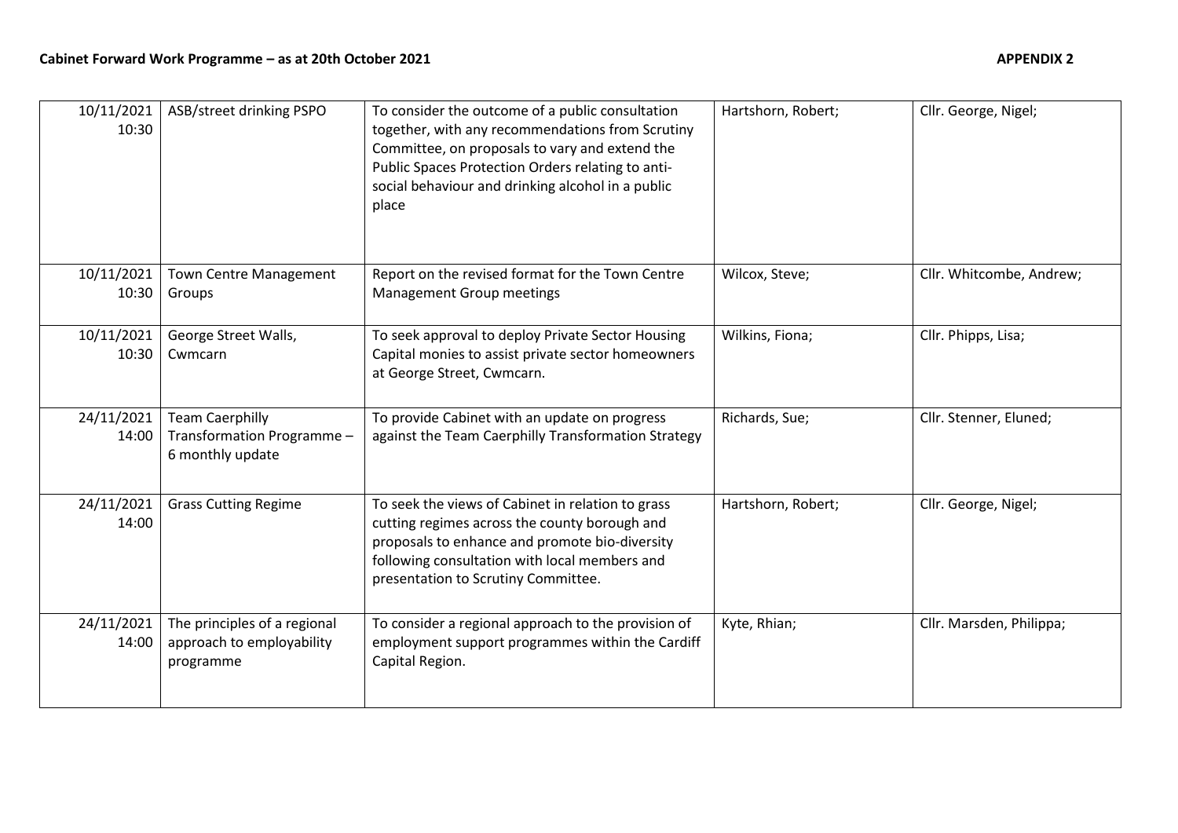| 10/11/2021 10:30 | ASB/street drinking PSPO | To consider the outcome of a public consultation together, with any recommendations from Scrutiny Committee, on proposals to vary and extend the Public Spaces Protection Orders relating to anti-social behaviour and drinking alcohol in a public place | Hartshorn, Robert; | Cllr. George, Nigel; |
|---|---|---|---|---|
| 10/11/2021 10:30 | Town Centre Management Groups | Report on the revised format for the Town Centre Management Group meetings | Wilcox, Steve; | Cllr. Whitcombe, Andrew; |
| 10/11/2021 10:30 | George Street Walls, Cwmcarn | To seek approval to deploy Private Sector Housing Capital monies to assist private sector homeowners at George Street, Cwmcarn. | Wilkins, Fiona; | Cllr. Phipps, Lisa; |
| 24/11/2021 14:00 | Team Caerphilly Transformation Programme – 6 monthly update | To provide Cabinet with an update on progress against the Team Caerphilly Transformation Strategy | Richards, Sue; | Cllr. Stenner, Eluned; |
| 24/11/2021 14:00 | Grass Cutting Regime | To seek the views of Cabinet in relation to grass cutting regimes across the county borough and proposals to enhance and promote bio-diversity following consultation with local members and presentation to Scrutiny Committee. | Hartshorn, Robert; | Cllr. George, Nigel; |
| 24/11/2021 14:00 | The principles of a regional approach to employability programme | To consider a regional approach to the provision of employment support programmes within the Cardiff Capital Region. | Kyte, Rhian; | Cllr. Marsden, Philippa; |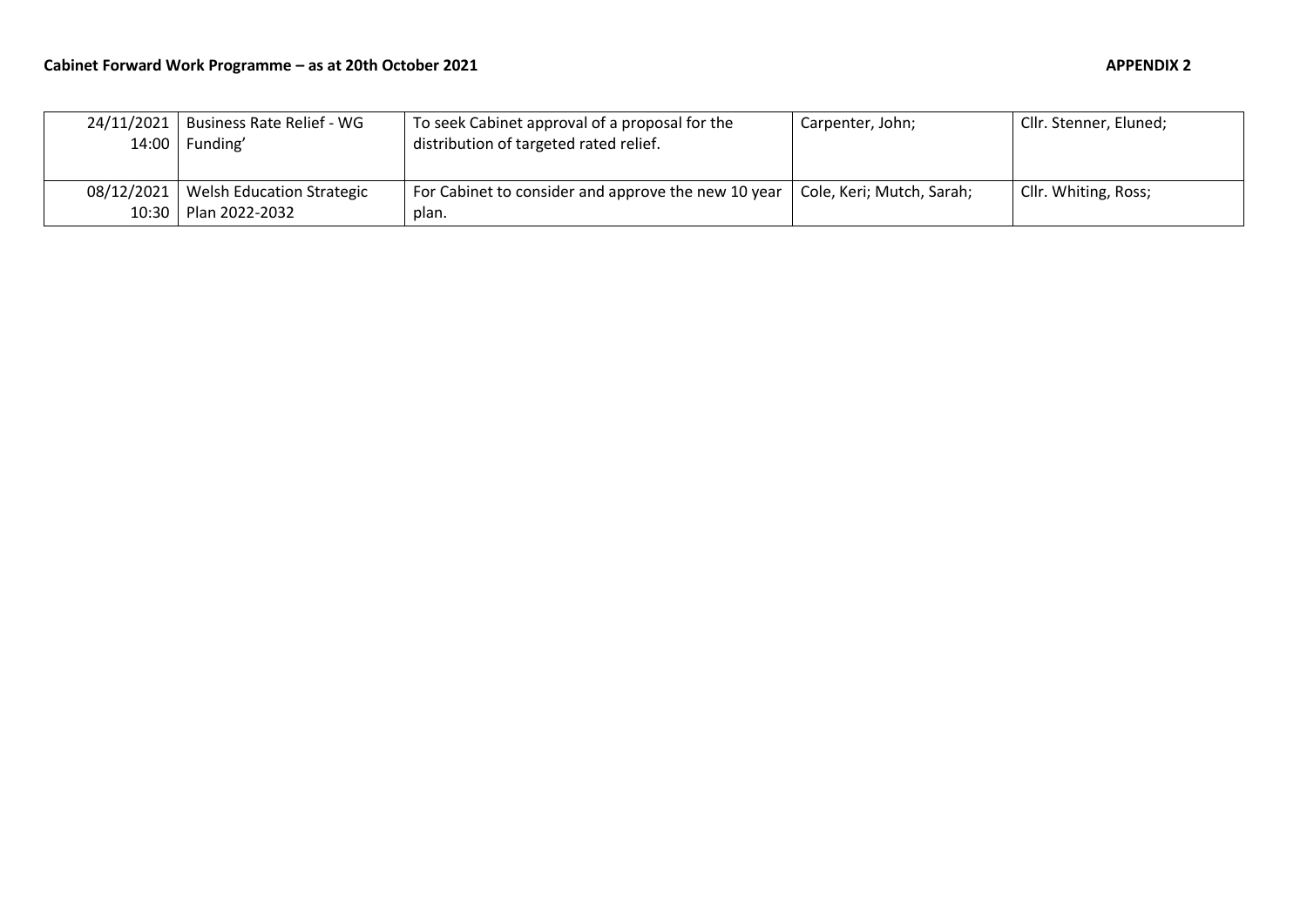**Cabinet Forward Work Programme – as at 20th October 2021** **APPENDIX 2**

| | | | | |
|---|---|---|---|---|
| 24/11/2021 14:00 | Business Rate Relief - WG Funding’ | To seek Cabinet approval of a proposal for the distribution of targeted rated relief. | Carpenter, John; | Cllr. Stenner, Eluned; |
| 08/12/2021 10:30 | Welsh Education Strategic Plan 2022-2032 | For Cabinet to consider and approve the new 10 year plan. | Cole, Keri; Mutch, Sarah; | Cllr. Whiting, Ross; |